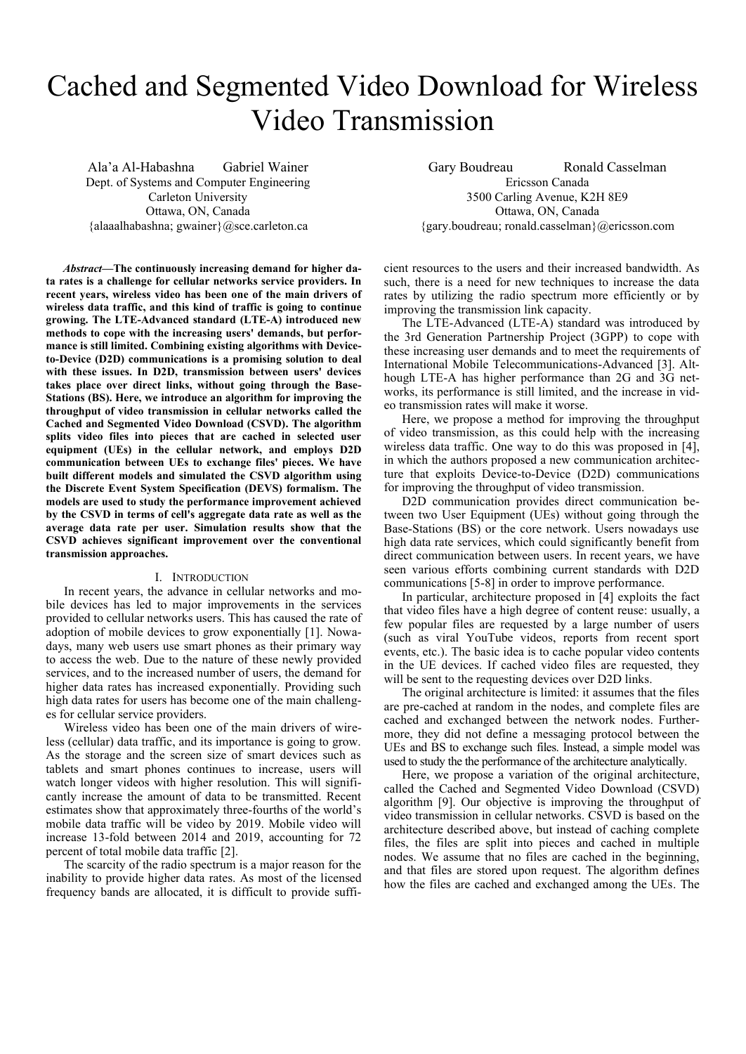# Cached and Segmented Video Download for Wireless Video Transmission

Ala'a Al-Habashna    Gabriel Wainer
Dept. of Systems and Computer Engineering
Carleton University
Ottawa, ON, Canada
{alaaalhabashna; gwainer}@sce.carleton.ca

Gary Boudreau    Ronald Casselman
Ericsson Canada
3500 Carling Avenue, K2H 8E9
Ottawa, ON, Canada
{gary.boudreau; ronald.casselman}@ericsson.com

***Abstract*—The continuously increasing demand for higher data rates is a challenge for cellular networks service providers. In recent years, wireless video has been one of the main drivers of wireless data traffic, and this kind of traffic is going to continue growing. The LTE-Advanced standard (LTE-A) introduced new methods to cope with the increasing users' demands, but performance is still limited. Combining existing algorithms with Device-to-Device (D2D) communications is a promising solution to deal with these issues. In D2D, transmission between users' devices takes place over direct links, without going through the Base-Stations (BS). Here, we introduce an algorithm for improving the throughput of video transmission in cellular networks called the Cached and Segmented Video Download (CSVD). The algorithm splits video files into pieces that are cached in selected user equipment (UEs) in the cellular network, and employs D2D communication between UEs to exchange files' pieces. We have built different models and simulated the CSVD algorithm using the Discrete Event System Specification (DEVS) formalism. The models are used to study the performance improvement achieved by the CSVD in terms of cell's aggregate data rate as well as the average data rate per user. Simulation results show that the CSVD achieves significant improvement over the conventional transmission approaches.**

## I. Introduction

In recent years, the advance in cellular networks and mobile devices has led to major improvements in the services provided to cellular networks users. This has caused the rate of adoption of mobile devices to grow exponentially [1]. Nowadays, many web users use smart phones as their primary way to access the web. Due to the nature of these newly provided services, and to the increased number of users, the demand for higher data rates has increased exponentially. Providing such high data rates for users has become one of the main challenges for cellular service providers.

Wireless video has been one of the main drivers of wireless (cellular) data traffic, and its importance is going to grow. As the storage and the screen size of smart devices such as tablets and smart phones continues to increase, users will watch longer videos with higher resolution. This will significantly increase the amount of data to be transmitted. Recent estimates show that approximately three-fourths of the world's mobile data traffic will be video by 2019. Mobile video will increase 13-fold between 2014 and 2019, accounting for 72 percent of total mobile data traffic [2].

The scarcity of the radio spectrum is a major reason for the inability to provide higher data rates. As most of the licensed frequency bands are allocated, it is difficult to provide sufficient resources to the users and their increased bandwidth. As such, there is a need for new techniques to increase the data rates by utilizing the radio spectrum more efficiently or by improving the transmission link capacity.

The LTE-Advanced (LTE-A) standard was introduced by the 3rd Generation Partnership Project (3GPP) to cope with these increasing user demands and to meet the requirements of International Mobile Telecommunications-Advanced [3]. Although LTE-A has higher performance than 2G and 3G networks, its performance is still limited, and the increase in video transmission rates will make it worse.

Here, we propose a method for improving the throughput of video transmission, as this could help with the increasing wireless data traffic. One way to do this was proposed in [4], in which the authors proposed a new communication architecture that exploits Device-to-Device (D2D) communications for improving the throughput of video transmission.

D2D communication provides direct communication between two User Equipment (UEs) without going through the Base-Stations (BS) or the core network. Users nowadays use high data rate services, which could significantly benefit from direct communication between users. In recent years, we have seen various efforts combining current standards with D2D communications [5-8] in order to improve performance.

In particular, architecture proposed in [4] exploits the fact that video files have a high degree of content reuse: usually, a few popular files are requested by a large number of users (such as viral YouTube videos, reports from recent sport events, etc.). The basic idea is to cache popular video contents in the UE devices. If cached video files are requested, they will be sent to the requesting devices over D2D links.

The original architecture is limited: it assumes that the files are pre-cached at random in the nodes, and complete files are cached and exchanged between the network nodes. Furthermore, they did not define a messaging protocol between the UEs and BS to exchange such files. Instead, a simple model was used to study the the performance of the architecture analytically.

Here, we propose a variation of the original architecture, called the Cached and Segmented Video Download (CSVD) algorithm [9]. Our objective is improving the throughput of video transmission in cellular networks. CSVD is based on the architecture described above, but instead of caching complete files, the files are split into pieces and cached in multiple nodes. We assume that no files are cached in the beginning, and that files are stored upon request. The algorithm defines how the files are cached and exchanged among the UEs. The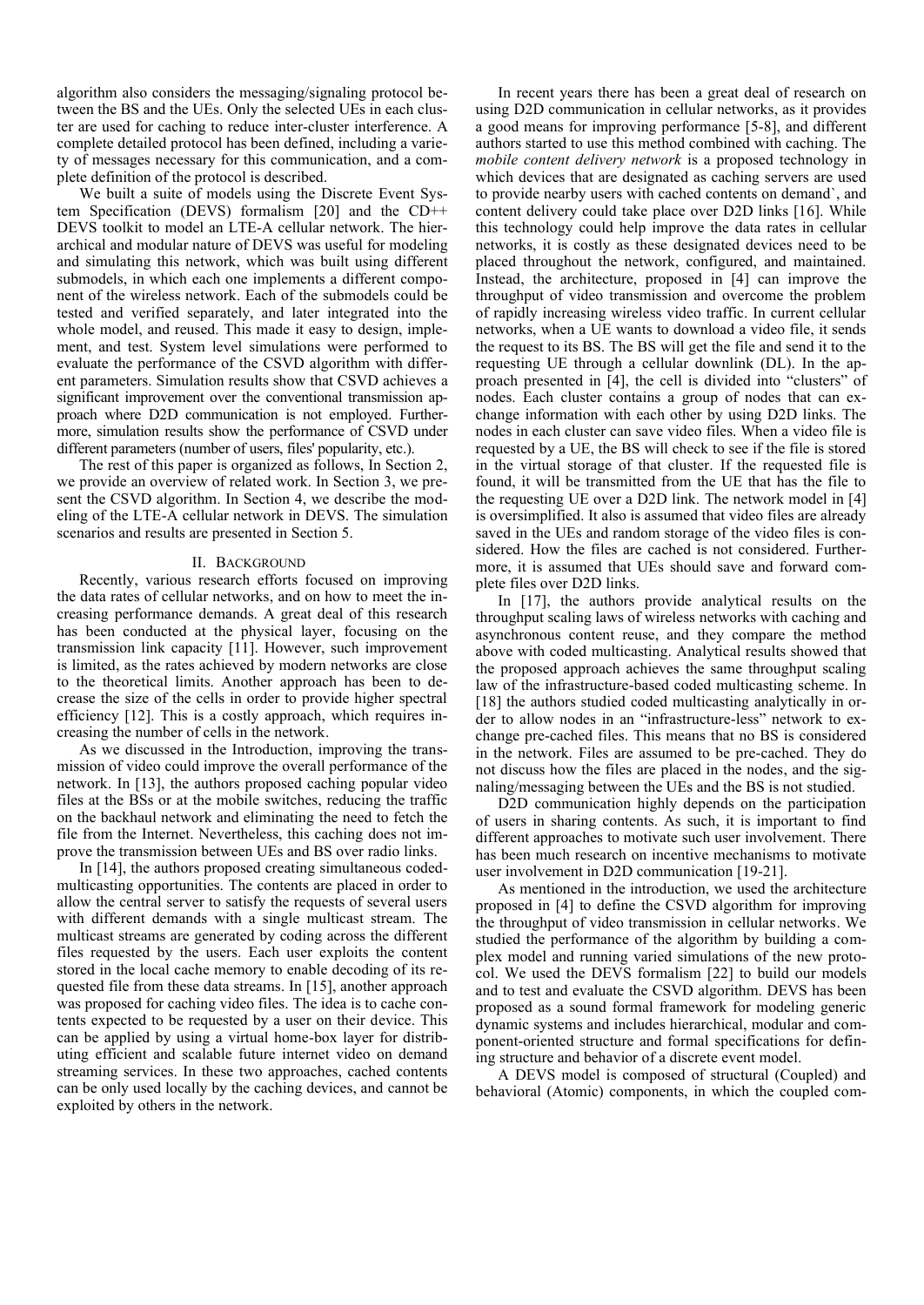algorithm also considers the messaging/signaling protocol between the BS and the UEs. Only the selected UEs in each cluster are used for caching to reduce inter-cluster interference. A complete detailed protocol has been defined, including a variety of messages necessary for this communication, and a complete definition of the protocol is described.

We built a suite of models using the Discrete Event System Specification (DEVS) formalism [20] and the CD++ DEVS toolkit to model an LTE-A cellular network. The hierarchical and modular nature of DEVS was useful for modeling and simulating this network, which was built using different submodels, in which each one implements a different component of the wireless network. Each of the submodels could be tested and verified separately, and later integrated into the whole model, and reused. This made it easy to design, implement, and test. System level simulations were performed to evaluate the performance of the CSVD algorithm with different parameters. Simulation results show that CSVD achieves a significant improvement over the conventional transmission approach where D2D communication is not employed. Furthermore, simulation results show the performance of CSVD under different parameters (number of users, files' popularity, etc.).

The rest of this paper is organized as follows, In Section 2, we provide an overview of related work. In Section 3, we present the CSVD algorithm. In Section 4, we describe the modeling of the LTE-A cellular network in DEVS. The simulation scenarios and results are presented in Section 5.

## II. Background

Recently, various research efforts focused on improving the data rates of cellular networks, and on how to meet the increasing performance demands. A great deal of this research has been conducted at the physical layer, focusing on the transmission link capacity [11]. However, such improvement is limited, as the rates achieved by modern networks are close to the theoretical limits. Another approach has been to decrease the size of the cells in order to provide higher spectral efficiency [12]. This is a costly approach, which requires increasing the number of cells in the network.

As we discussed in the Introduction, improving the transmission of video could improve the overall performance of the network. In [13], the authors proposed caching popular video files at the BSs or at the mobile switches, reducing the traffic on the backhaul network and eliminating the need to fetch the file from the Internet. Nevertheless, this caching does not improve the transmission between UEs and BS over radio links.

In [14], the authors proposed creating simultaneous coded-multicasting opportunities. The contents are placed in order to allow the central server to satisfy the requests of several users with different demands with a single multicast stream. The multicast streams are generated by coding across the different files requested by the users. Each user exploits the content stored in the local cache memory to enable decoding of its requested file from these data streams. In [15], another approach was proposed for caching video files. The idea is to cache contents expected to be requested by a user on their device. This can be applied by using a virtual home-box layer for distributing efficient and scalable future internet video on demand streaming services. In these two approaches, cached contents can be only used locally by the caching devices, and cannot be exploited by others in the network.

In recent years there has been a great deal of research on using D2D communication in cellular networks, as it provides a good means for improving performance [5-8], and different authors started to use this method combined with caching. The *mobile content delivery network* is a proposed technology in which devices that are designated as caching servers are used to provide nearby users with cached contents on demand`, and content delivery could take place over D2D links [16]. While this technology could help improve the data rates in cellular networks, it is costly as these designated devices need to be placed throughout the network, configured, and maintained. Instead, the architecture, proposed in [4] can improve the throughput of video transmission and overcome the problem of rapidly increasing wireless video traffic. In current cellular networks, when a UE wants to download a video file, it sends the request to its BS. The BS will get the file and send it to the requesting UE through a cellular downlink (DL). In the approach presented in [4], the cell is divided into "clusters" of nodes. Each cluster contains a group of nodes that can exchange information with each other by using D2D links. The nodes in each cluster can save video files. When a video file is requested by a UE, the BS will check to see if the file is stored in the virtual storage of that cluster. If the requested file is found, it will be transmitted from the UE that has the file to the requesting UE over a D2D link. The network model in [4] is oversimplified. It also is assumed that video files are already saved in the UEs and random storage of the video files is considered. How the files are cached is not considered. Furthermore, it is assumed that UEs should save and forward complete files over D2D links.

In [17], the authors provide analytical results on the throughput scaling laws of wireless networks with caching and asynchronous content reuse, and they compare the method above with coded multicasting. Analytical results showed that the proposed approach achieves the same throughput scaling law of the infrastructure-based coded multicasting scheme. In [18] the authors studied coded multicasting analytically in order to allow nodes in an "infrastructure-less" network to exchange pre-cached files. This means that no BS is considered in the network. Files are assumed to be pre-cached. They do not discuss how the files are placed in the nodes, and the signaling/messaging between the UEs and the BS is not studied.

D2D communication highly depends on the participation of users in sharing contents. As such, it is important to find different approaches to motivate such user involvement. There has been much research on incentive mechanisms to motivate user involvement in D2D communication [19-21].

As mentioned in the introduction, we used the architecture proposed in [4] to define the CSVD algorithm for improving the throughput of video transmission in cellular networks. We studied the performance of the algorithm by building a complex model and running varied simulations of the new protocol. We used the DEVS formalism [22] to build our models and to test and evaluate the CSVD algorithm. DEVS has been proposed as a sound formal framework for modeling generic dynamic systems and includes hierarchical, modular and component-oriented structure and formal specifications for defining structure and behavior of a discrete event model.

A DEVS model is composed of structural (Coupled) and behavioral (Atomic) components, in which the coupled com-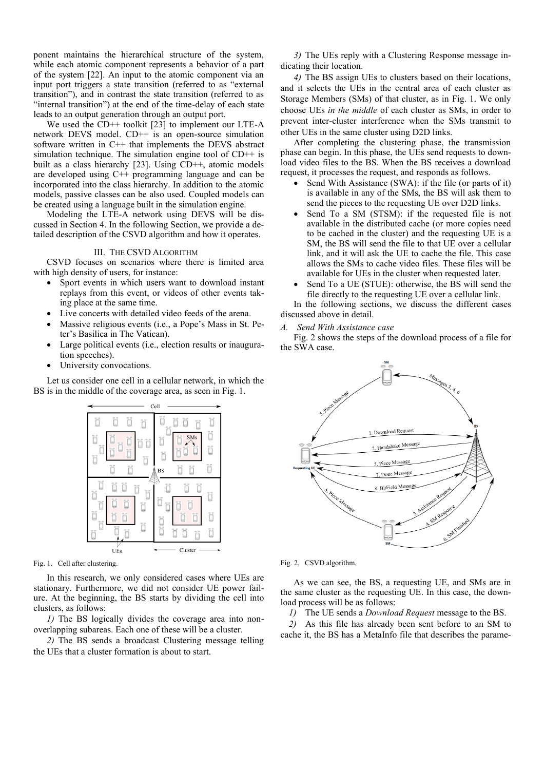ponent maintains the hierarchical structure of the system, while each atomic component represents a behavior of a part of the system [22]. An input to the atomic component via an input port triggers a state transition (referred to as "external transition"), and in contrast the state transition (referred to as "internal transition") at the end of the time-delay of each state leads to an output generation through an output port.

We used the CD++ toolkit [23] to implement our LTE-A network DEVS model. CD++ is an open-source simulation software written in C++ that implements the DEVS abstract simulation technique. The simulation engine tool of CD++ is built as a class hierarchy [23]. Using CD++, atomic models are developed using C++ programming language and can be incorporated into the class hierarchy. In addition to the atomic models, passive classes can be also used. Coupled models can be created using a language built in the simulation engine.

Modeling the LTE-A network using DEVS will be discussed in Section 4. In the following Section, we provide a detailed description of the CSVD algorithm and how it operates.

## III. The CSVD Algorithm

CSVD focuses on scenarios where there is limited area with high density of users, for instance:

- Sport events in which users want to download instant replays from this event, or videos of other events taking place at the same time.
- Live concerts with detailed video feeds of the arena.
- Massive religious events (i.e., a Pope's Mass in St. Peter's Basilica in The Vatican).
- Large political events (i.e., election results or inauguration speeches).
- University convocations.

Let us consider one cell in a cellular network, in which the BS is in the middle of the coverage area, as seen in Fig. 1.

Fig. 1. Cell after clustering.

In this research, we only considered cases where UEs are stationary. Furthermore, we did not consider UE power failure. At the beginning, the BS starts by dividing the cell into clusters, as follows:

*1)* The BS logically divides the coverage area into non-overlapping subareas. Each one of these will be a cluster.

*2)* The BS sends a broadcast Clustering message telling the UEs that a cluster formation is about to start.

*3)* The UEs reply with a Clustering Response message indicating their location.

*4)* The BS assign UEs to clusters based on their locations, and it selects the UEs in the central area of each cluster as Storage Members (SMs) of that cluster, as in Fig. 1. We only choose UEs *in the middle* of each cluster as SMs, in order to prevent inter-cluster interference when the SMs transmit to other UEs in the same cluster using D2D links.

After completing the clustering phase, the transmission phase can begin. In this phase, the UEs send requests to download video files to the BS. When the BS receives a download request, it processes the request, and responds as follows.

- Send With Assistance (SWA): if the file (or parts of it) is available in any of the SMs, the BS will ask them to send the pieces to the requesting UE over D2D links.
- Send To a SM (STSM): if the requested file is not available in the distributed cache (or more copies need to be cached in the cluster) and the requesting UE is a SM, the BS will send the file to that UE over a cellular link, and it will ask the UE to cache the file. This case allows the SMs to cache video files. These files will be available for UEs in the cluster when requested later.
- Send To a UE (STUE): otherwise, the BS will send the file directly to the requesting UE over a cellular link.

In the following sections, we discuss the different cases discussed above in detail.

### A. Send With Assistance case

Fig. 2 shows the steps of the download process of a file for the SWA case.

Fig. 2. CSVD algorithm.

As we can see, the BS, a requesting UE, and SMs are in the same cluster as the requesting UE. In this case, the download process will be as follows:

*1)* The UE sends a *Download Request* message to the BS.

*2)* As this file has already been sent before to an SM to cache it, the BS has a MetaInfo file that describes the parame-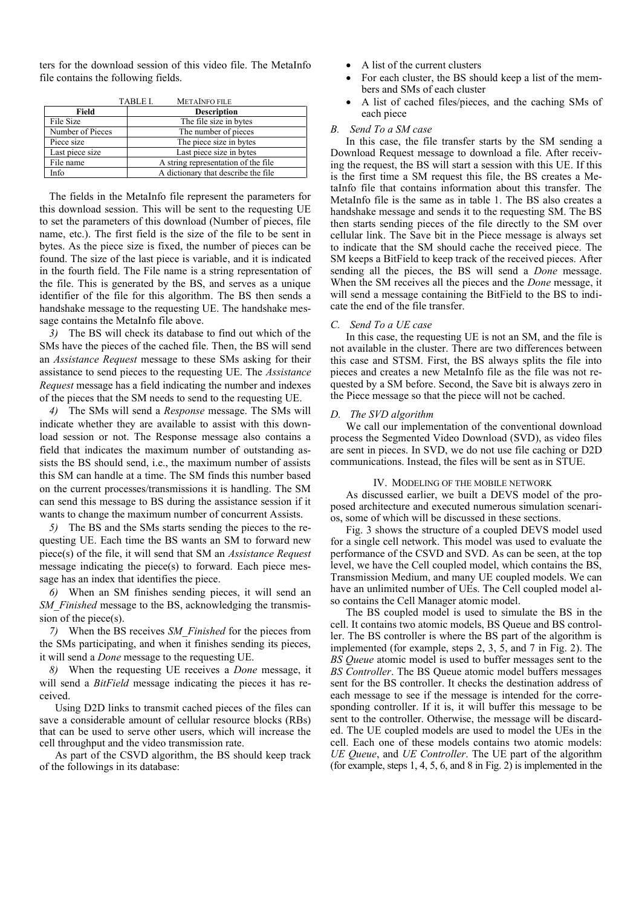ters for the download session of this video file. The MetaInfo file contains the following fields.

TABLE I. METAINFO FILE

| Field | Description |
| --- | --- |
| File Size | The file size in bytes |
| Number of Pieces | The number of pieces |
| Piece size | The piece size in bytes |
| Last piece size | Last piece size in bytes |
| File name | A string representation of the file |
| Info | A dictionary that describe the file |

The fields in the MetaInfo file represent the parameters for this download session. This will be sent to the requesting UE to set the parameters of this download (Number of pieces, file name, etc.). The first field is the size of the file to be sent in bytes. As the piece size is fixed, the number of pieces can be found. The size of the last piece is variable, and it is indicated in the fourth field. The File name is a string representation of the file. This is generated by the BS, and serves as a unique identifier of the file for this algorithm. The BS then sends a handshake message to the requesting UE. The handshake message contains the MetaInfo file above.

*3)* The BS will check its database to find out which of the SMs have the pieces of the cached file. Then, the BS will send an *Assistance Request* message to these SMs asking for their assistance to send pieces to the requesting UE. The *Assistance Request* message has a field indicating the number and indexes of the pieces that the SM needs to send to the requesting UE.

*4)* The SMs will send a *Response* message. The SMs will indicate whether they are available to assist with this download session or not. The Response message also contains a field that indicates the maximum number of outstanding assists the BS should send, i.e., the maximum number of assists this SM can handle at a time. The SM finds this number based on the current processes/transmissions it is handling. The SM can send this message to BS during the assistance session if it wants to change the maximum number of concurrent Assists.

*5)* The BS and the SMs starts sending the pieces to the requesting UE. Each time the BS wants an SM to forward new piece(s) of the file, it will send that SM an *Assistance Request* message indicating the piece(s) to forward. Each piece message has an index that identifies the piece.

*6)* When an SM finishes sending pieces, it will send an *SM_Finished* message to the BS, acknowledging the transmission of the piece(s).

*7)* When the BS receives *SM_Finished* for the pieces from the SMs participating, and when it finishes sending its pieces, it will send a *Done* message to the requesting UE.

*8)* When the requesting UE receives a *Done* message, it will send a *BitField* message indicating the pieces it has received.

Using D2D links to transmit cached pieces of the files can save a considerable amount of cellular resource blocks (RBs) that can be used to serve other users, which will increase the cell throughput and the video transmission rate.

As part of the CSVD algorithm, the BS should keep track of the followings in its database:

- A list of the current clusters
- For each cluster, the BS should keep a list of the members and SMs of each cluster
- A list of cached files/pieces, and the caching SMs of each piece

### *B. Send To a SM case*

In this case, the file transfer starts by the SM sending a Download Request message to download a file. After receiving the request, the BS will start a session with this UE. If this is the first time a SM request this file, the BS creates a MetaInfo file that contains information about this transfer. The MetaInfo file is the same as in table 1. The BS also creates a handshake message and sends it to the requesting SM. The BS then starts sending pieces of the file directly to the SM over cellular link. The Save bit in the Piece message is always set to indicate that the SM should cache the received piece. The SM keeps a BitField to keep track of the received pieces. After sending all the pieces, the BS will send a *Done* message. When the SM receives all the pieces and the *Done* message, it will send a message containing the BitField to the BS to indicate the end of the file transfer.

### *C. Send To a UE case*

In this case, the requesting UE is not an SM, and the file is not available in the cluster. There are two differences between this case and STSM. First, the BS always splits the file into pieces and creates a new MetaInfo file as the file was not requested by a SM before. Second, the Save bit is always zero in the Piece message so that the piece will not be cached.

### *D. The SVD algorithm*

We call our implementation of the conventional download process the Segmented Video Download (SVD), as video files are sent in pieces. In SVD, we do not use file caching or D2D communications. Instead, the files will be sent as in STUE.

## IV. MODELING OF THE MOBILE NETWORK

As discussed earlier, we built a DEVS model of the proposed architecture and executed numerous simulation scenarios, some of which will be discussed in these sections.

Fig. 3 shows the structure of a coupled DEVS model used for a single cell network. This model was used to evaluate the performance of the CSVD and SVD. As can be seen, at the top level, we have the Cell coupled model, which contains the BS, Transmission Medium, and many UE coupled models. We can have an unlimited number of UEs. The Cell coupled model also contains the Cell Manager atomic model.

The BS coupled model is used to simulate the BS in the cell. It contains two atomic models, BS Queue and BS controller. The BS controller is where the BS part of the algorithm is implemented (for example, steps 2, 3, 5, and 7 in Fig. 2). The *BS Queue* atomic model is used to buffer messages sent to the *BS Controller*. The BS Queue atomic model buffers messages sent for the BS controller. It checks the destination address of each message to see if the message is intended for the corresponding controller. If it is, it will buffer this message to be sent to the controller. Otherwise, the message will be discarded. The UE coupled models are used to model the UEs in the cell. Each one of these models contains two atomic models: *UE Queue*, and *UE Controller*. The UE part of the algorithm (for example, steps 1, 4, 5, 6, and 8 in Fig. 2) is implemented in the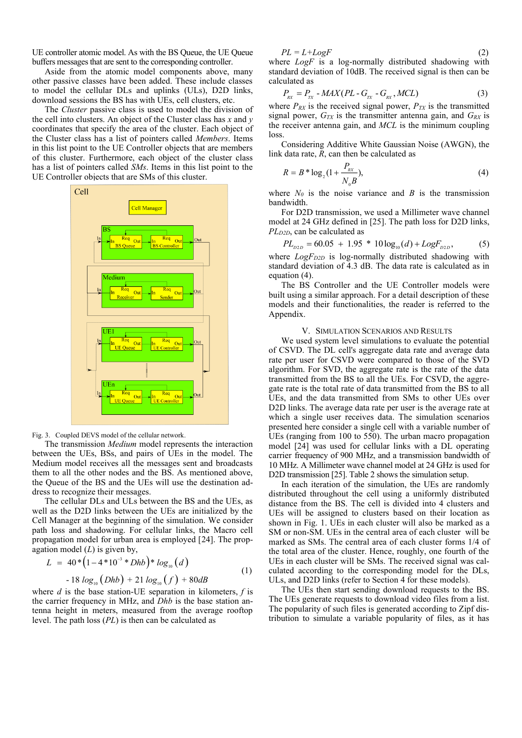UE controller atomic model. As with the BS Queue, the UE Queue buffers messages that are sent to the corresponding controller.

Aside from the atomic model components above, many other passive classes have been added. These include classes to model the cellular DLs and uplinks (ULs), D2D links, download sessions the BS has with UEs, cell clusters, etc.

The *Cluster* passive class is used to model the division of the cell into clusters. An object of the Cluster class has *x* and *y* coordinates that specify the area of the cluster. Each object of the Cluster class has a list of pointers called *Members*. Items in this list point to the UE Controller objects that are members of this cluster. Furthermore, each object of the cluster class has a list of pointers called *SMs*. Items in this list point to the UE Controller objects that are SMs of this cluster.

Fig. 3. Coupled DEVS model of the cellular network.

The transmission *Medium* model represents the interaction between the UEs, BSs, and pairs of UEs in the model. The Medium model receives all the messages sent and broadcasts them to all the other nodes and the BS. As mentioned above, the Queue of the BS and the UEs will use the destination address to recognize their messages.

The cellular DLs and ULs between the BS and the UEs, as well as the D2D links between the UEs are initialized by the Cell Manager at the beginning of the simulation. We consider path loss and shadowing. For cellular links, the Macro cell propagation model for urban area is employed [24]. The propagation model ($L$) is given by,

$$L = 40*\left(1-4*10^{-3}*Dhb\right)*\log_{10}\left(d\right) - 18\log_{10}\left(Dhb\right) + 21\log_{10}\left(f\right) + 80dB \tag{1}$$

where $d$ is the base station-UE separation in kilometers, $f$ is the carrier frequency in MHz, and $Dhb$ is the base station antenna height in meters, measured from the average rooftop level. The path loss ($PL$) is then can be calculated as

$$PL = L + LogF \tag{2}$$

where $LogF$ is a log-normally distributed shadowing with standard deviation of 10dB. The received signal is then can be calculated as

$$P_{RX} = P_{TX} - MAX(PL - G_{TX} - G_{RX}, MCL) \tag{3}$$

where $P_{RX}$ is the received signal power, $P_{TX}$ is the transmitted signal power, $G_{TX}$ is the transmitter antenna gain, and $G_{RX}$ is the receiver antenna gain, and $MCL$ is the minimum coupling loss.

Considering Additive White Gaussian Noise (AWGN), the link data rate, $R$, can then be calculated as

$$R = B*\log_2\left(1+\frac{P_{RX}}{N_0 B}\right), \tag{4}$$

where $N_0$ is the noise variance and $B$ is the transmission bandwidth.

For D2D transmission, we used a Millimeter wave channel model at 24 GHz defined in [25]. The path loss for D2D links, $PL_{D2D}$, can be calculated as

$$PL_{D2D} = 60.05 + 1.95 * 10\log_{10}(d) + LogF_{D2D}, \tag{5}$$

where $LogF_{D2D}$ is log-normally distributed shadowing with standard deviation of 4.3 dB. The data rate is calculated as in equation (4).

The BS Controller and the UE Controller models were built using a similar approach. For a detail description of these models and their functionalities, the reader is referred to the Appendix.

## V. Simulation Scenarios and Results

We used system level simulations to evaluate the potential of CSVD. The DL cell's aggregate data rate and average data rate per user for CSVD were compared to those of the SVD algorithm. For SVD, the aggregate rate is the rate of the data transmitted from the BS to all the UEs. For CSVD, the aggregate rate is the total rate of data transmitted from the BS to all UEs, and the data transmitted from SMs to other UEs over D2D links. The average data rate per user is the average rate at which a single user receives data. The simulation scenarios presented here consider a single cell with a variable number of UEs (ranging from 100 to 550). The urban macro propagation model [24] was used for cellular links with a DL operating carrier frequency of 900 MHz, and a transmission bandwidth of 10 MHz. A Millimeter wave channel model at 24 GHz is used for D2D transmission [25]. Table 2 shows the simulation setup.

In each iteration of the simulation, the UEs are randomly distributed throughout the cell using a uniformly distributed distance from the BS. The cell is divided into 4 clusters and UEs will be assigned to clusters based on their location as shown in Fig. 1. UEs in each cluster will also be marked as a SM or non-SM. UEs in the central area of each cluster will be marked as SMs. The central area of each cluster forms 1/4 of the total area of the cluster. Hence, roughly, one fourth of the UEs in each cluster will be SMs. The received signal was calculated according to the corresponding model for the DLs, ULs, and D2D links (refer to Section 4 for these models).

The UEs then start sending download requests to the BS. The UEs generate requests to download video files from a list. The popularity of such files is generated according to Zipf distribution to simulate a variable popularity of files, as it has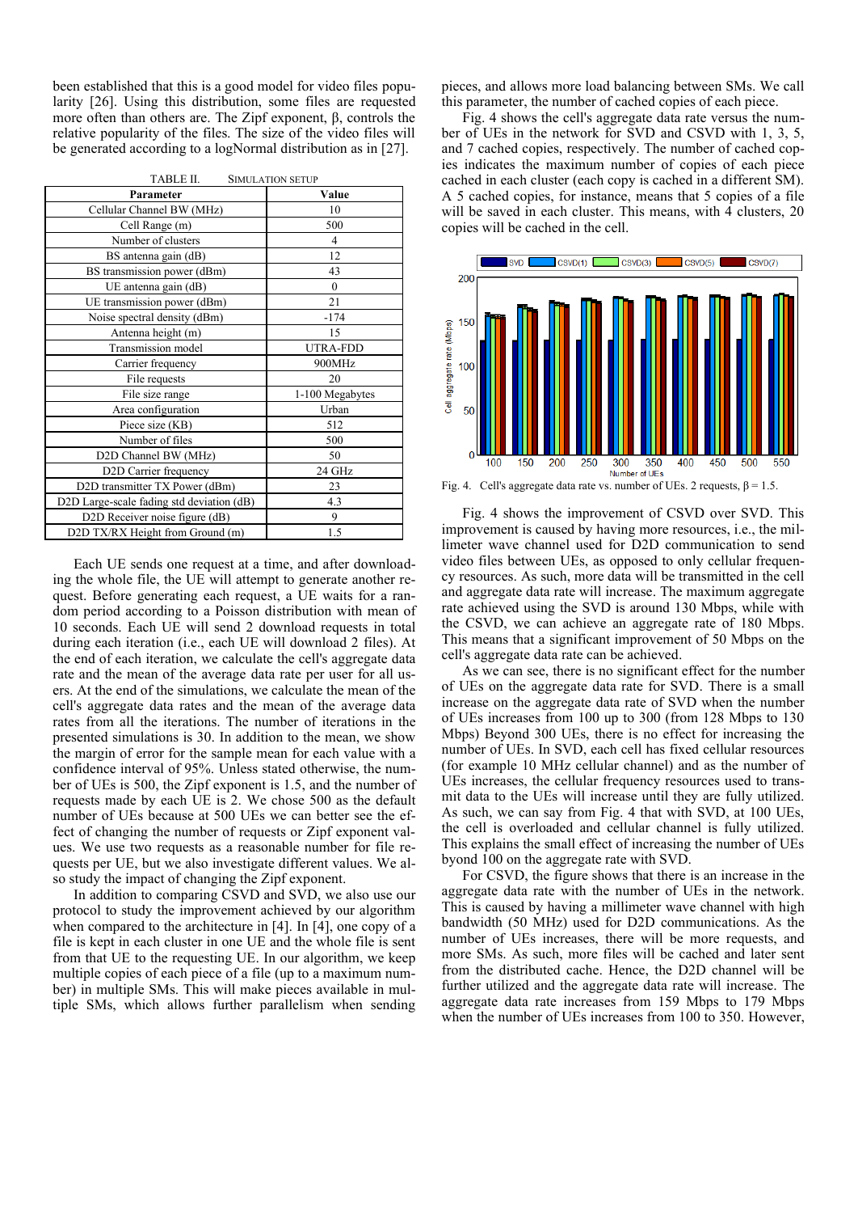been established that this is a good model for video files popularity [26]. Using this distribution, some files are requested more often than others are. The Zipf exponent, β, controls the relative popularity of the files. The size of the video files will be generated according to a logNormal distribution as in [27].

TABLE II. SIMULATION SETUP

| Parameter | Value |
|---|---|
| Cellular Channel BW (MHz) | 10 |
| Cell Range (m) | 500 |
| Number of clusters | 4 |
| BS antenna gain (dB) | 12 |
| BS transmission power (dBm) | 43 |
| UE antenna gain (dB) | 0 |
| UE transmission power (dBm) | 21 |
| Noise spectral density (dBm) | -174 |
| Antenna height (m) | 15 |
| Transmission model | UTRA-FDD |
| Carrier frequency | 900MHz |
| File requests | 20 |
| File size range | 1-100 Megabytes |
| Area configuration | Urban |
| Piece size (KB) | 512 |
| Number of files | 500 |
| D2D Channel BW (MHz) | 50 |
| D2D Carrier frequency | 24 GHz |
| D2D transmitter TX Power (dBm) | 23 |
| D2D Large-scale fading std deviation (dB) | 4.3 |
| D2D Receiver noise figure (dB) | 9 |
| D2D TX/RX Height from Ground (m) | 1.5 |

Each UE sends one request at a time, and after downloading the whole file, the UE will attempt to generate another request. Before generating each request, a UE waits for a random period according to a Poisson distribution with mean of 10 seconds. Each UE will send 2 download requests in total during each iteration (i.e., each UE will download 2 files). At the end of each iteration, we calculate the cell's aggregate data rate and the mean of the average data rate per user for all users. At the end of the simulations, we calculate the mean of the cell's aggregate data rates and the mean of the average data rates from all the iterations. The number of iterations in the presented simulations is 30. In addition to the mean, we show the margin of error for the sample mean for each value with a confidence interval of 95%. Unless stated otherwise, the number of UEs is 500, the Zipf exponent is 1.5, and the number of requests made by each UE is 2. We chose 500 as the default number of UEs because at 500 UEs we can better see the effect of changing the number of requests or Zipf exponent values. We use two requests as a reasonable number for file requests per UE, but we also investigate different values. We also study the impact of changing the Zipf exponent.

In addition to comparing CSVD and SVD, we also use our protocol to study the improvement achieved by our algorithm when compared to the architecture in [4]. In [4], one copy of a file is kept in each cluster in one UE and the whole file is sent from that UE to the requesting UE. In our algorithm, we keep multiple copies of each piece of a file (up to a maximum number) in multiple SMs. This will make pieces available in multiple SMs, which allows further parallelism when sending pieces, and allows more load balancing between SMs. We call this parameter, the number of cached copies of each piece.

Fig. 4 shows the cell's aggregate data rate versus the number of UEs in the network for SVD and CSVD with 1, 3, 5, and 7 cached copies, respectively. The number of cached copies indicates the maximum number of copies of each piece cached in each cluster (each copy is cached in a different SM). A 5 cached copies, for instance, means that 5 copies of a file will be saved in each cluster. This means, with 4 clusters, 20 copies will be cached in the cell.

Fig. 4. Cell's aggregate data rate vs. number of UEs. 2 requests, β = 1.5.

Fig. 4 shows the improvement of CSVD over SVD. This improvement is caused by having more resources, i.e., the millimeter wave channel used for D2D communication to send video files between UEs, as opposed to only cellular frequency resources. As such, more data will be transmitted in the cell and aggregate data rate will increase. The maximum aggregate rate achieved using the SVD is around 130 Mbps, while with the CSVD, we can achieve an aggregate rate of 180 Mbps. This means that a significant improvement of 50 Mbps on the cell's aggregate data rate can be achieved.

As we can see, there is no significant effect for the number of UEs on the aggregate data rate for SVD. There is a small increase on the aggregate data rate of SVD when the number of UEs increases from 100 up to 300 (from 128 Mbps to 130 Mbps) Beyond 300 UEs, there is no effect for increasing the number of UEs. In SVD, each cell has fixed cellular resources (for example 10 MHz cellular channel) and as the number of UEs increases, the cellular frequency resources used to transmit data to the UEs will increase until they are fully utilized. As such, we can say from Fig. 4 that with SVD, at 100 UEs, the cell is overloaded and cellular channel is fully utilized. This explains the small effect of increasing the number of UEs byond 100 on the aggregate rate with SVD.

For CSVD, the figure shows that there is an increase in the aggregate data rate with the number of UEs in the network. This is caused by having a millimeter wave channel with high bandwidth (50 MHz) used for D2D communications. As the number of UEs increases, there will be more requests, and more SMs. As such, more files will be cached and later sent from the distributed cache. Hence, the D2D channel will be further utilized and the aggregate data rate will increase. The aggregate data rate increases from 159 Mbps to 179 Mbps when the number of UEs increases from 100 to 350. However,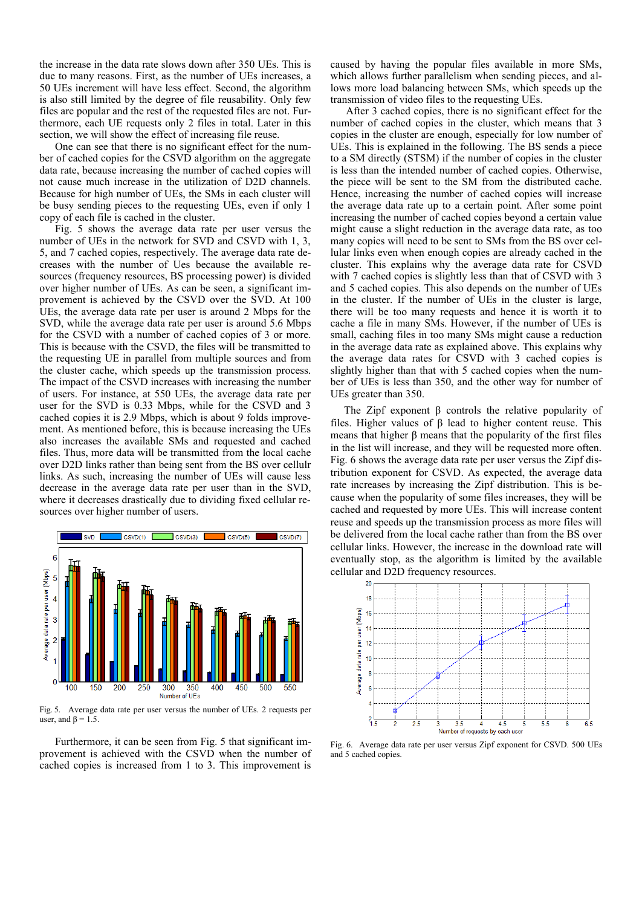the increase in the data rate slows down after 350 UEs. This is due to many reasons. First, as the number of UEs increases, a 50 UEs increment will have less effect. Second, the algorithm is also still limited by the degree of file reusability. Only few files are popular and the rest of the requested files are not. Furthermore, each UE requests only 2 files in total. Later in this section, we will show the effect of increasing file reuse.

One can see that there is no significant effect for the number of cached copies for the CSVD algorithm on the aggregate data rate, because increasing the number of cached copies will not cause much increase in the utilization of D2D channels. Because for high number of UEs, the SMs in each cluster will be busy sending pieces to the requesting UEs, even if only 1 copy of each file is cached in the cluster.

Fig. 5 shows the average data rate per user versus the number of UEs in the network for SVD and CSVD with 1, 3, 5, and 7 cached copies, respectively. The average data rate decreases with the number of Ues because the available resources (frequency resources, BS processing power) is divided over higher number of UEs. As can be seen, a significant improvement is achieved by the CSVD over the SVD. At 100 UEs, the average data rate per user is around 2 Mbps for the SVD, while the average data rate per user is around 5.6 Mbps for the CSVD with a number of cached copies of 3 or more. This is because with the CSVD, the files will be transmitted to the requesting UE in parallel from multiple sources and from the cluster cache, which speeds up the transmission process. The impact of the CSVD increases with increasing the number of users. For instance, at 550 UEs, the average data rate per user for the SVD is 0.33 Mbps, while for the CSVD and 3 cached copies it is 2.9 Mbps, which is about 9 folds improvement. As mentioned before, this is because increasing the UEs also increases the available SMs and requested and cached files. Thus, more data will be transmitted from the local cache over D2D links rather than being sent from the BS over cellulr links. As such, increasing the number of UEs will cause less decrease in the average data rate per user than in the SVD, where it decreases drastically due to dividing fixed cellular resources over higher number of users.

Fig. 5. Average data rate per user versus the number of UEs. 2 requests per user, and $\beta = 1.5$.

Furthermore, it can be seen from Fig. 5 that significant improvement is achieved with the CSVD when the number of cached copies is increased from 1 to 3. This improvement is caused by having the popular files available in more SMs, which allows further parallelism when sending pieces, and allows more load balancing between SMs, which speeds up the transmission of video files to the requesting UEs.

After 3 cached copies, there is no significant effect for the number of cached copies in the cluster, which means that 3 copies in the cluster are enough, especially for low number of UEs. This is explained in the following. The BS sends a piece to a SM directly (STSM) if the number of copies in the cluster is less than the intended number of cached copies. Otherwise, the piece will be sent to the SM from the distributed cache. Hence, increasing the number of cached copies will increase the average data rate up to a certain point. After some point increasing the number of cached copies beyond a certain value might cause a slight reduction in the average data rate, as too many copies will need to be sent to SMs from the BS over cellular links even when enough copies are already cached in the cluster. This explains why the average data rate for CSVD with 7 cached copies is slightly less than that of CSVD with 3 and 5 cached copies. This also depends on the number of UEs in the cluster. If the number of UEs in the cluster is large, there will be too many requests and hence it is worth it to cache a file in many SMs. However, if the number of UEs is small, caching files in too many SMs might cause a reduction in the average data rate as explained above. This explains why the average data rates for CSVD with 3 cached copies is slightly higher than that with 5 cached copies when the number of UEs is less than 350, and the other way for number of UEs greater than 350.

The Zipf exponent $\beta$ controls the relative popularity of files. Higher values of $\beta$ lead to higher content reuse. This means that higher $\beta$ means that the popularity of the first files in the list will increase, and they will be requested more often. Fig. 6 shows the average data rate per user versus the Zipf distribution exponent for CSVD. As expected, the average data rate increases by increasing the Zipf distribution. This is because when the popularity of some files increases, they will be cached and requested by more UEs. This will increase content reuse and speeds up the transmission process as more files will be delivered from the local cache rather than from the BS over cellular links. However, the increase in the download rate will eventually stop, as the algorithm is limited by the available cellular and D2D frequency resources.

Fig. 6. Average data rate per user versus Zipf exponent for CSVD. 500 UEs and 5 cached copies.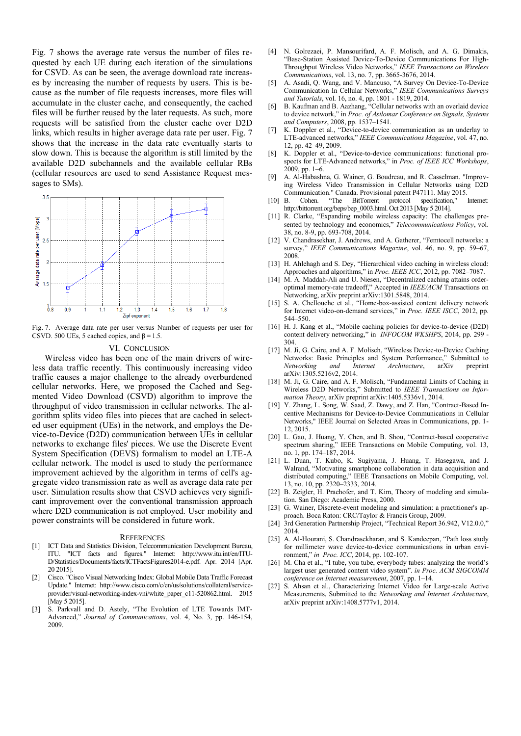Fig. 7 shows the average rate versus the number of files requested by each UE during each iteration of the simulations for CSVD. As can be seen, the average download rate increases by increasing the number of requests by users. This is because as the number of file requests increases, more files will accumulate in the cluster cache, and consequently, the cached files will be further reused by the later requests. As such, more requests will be satisfied from the cluster cache over D2D links, which results in higher average data rate per user. Fig. 7 shows that the increase in the data rate eventually starts to slow down. This is because the algorithm is still limited by the available D2D subchannels and the available cellular RBs (cellular resources are used to send Assistance Request messages to SMs).

Fig. 7. Average data rate per user versus Number of requests per user for CSVD. 500 UEs, 5 cached copies, and $\beta = 1.5$.

## VI. Conclusion

Wireless video has been one of the main drivers of wireless data traffic recently. This continuously increasing video traffic causes a major challenge to the already overburdened cellular networks. Here, we proposed the Cached and Segmented Video Download (CSVD) algorithm to improve the throughput of video transmission in cellular networks. The algorithm splits video files into pieces that are cached in selected user equipment (UEs) in the network, and employs the Device-to-Device (D2D) communication between UEs in cellular networks to exchange files' pieces. We use the Discrete Event System Specification (DEVS) formalism to model an LTE-A cellular network. The model is used to study the performance improvement achieved by the algorithm in terms of cell's aggregate video transmission rate as well as average data rate per user. Simulation results show that CSVD achieves very significant improvement over the conventional transmission approach where D2D communication is not employed. User mobility and power constraints will be considered in future work.

## References

[1] ICT Data and Statistics Division, Telecommunication Development Bureau, ITU. "ICT facts and figures." Internet: http://www.itu.int/en/ITU-D/Statistics/Documents/facts/ICTFactsFigures2014-e.pdf. Apr. 2014 [Apr. 20 2015].

[2] Cisco. "Cisco Visual Networking Index: Global Mobile Data Traffic Forecast Update." Internet: http://www.cisco.com/c/en/us/solutions/collateral/service-provider/visual-networking-index-vni/white_paper_c11-520862.html. 2015 [May 5 2015].

[3] S. Parkvall and D. Astely, "The Evolution of LTE Towards IMT-Advanced," *Journal of Communications*, vol. 4, No. 3, pp. 146-154, 2009.

[4] N. Golrezaei, P. Mansourifard, A. F. Molisch, and A. G. Dimakis, "Base-Station Assisted Device-To-Device Communications For High-Throughput Wireless Video Networks," *IEEE Transactions on Wireless Communications*, vol. 13, no. 7, pp. 3665-3676, 2014.

[5] A. Asadi, Q. Wang, and V. Mancuso, "A Survey On Device-To-Device Communication In Cellular Networks," *IEEE Communications Surveys and Tutorials*, vol. 16, no. 4, pp. 1801 - 1819, 2014.

[6] B. Kaufman and B. Aazhang, "Cellular networks with an overlaid device to device network," in *Proc. of Asilomar Conference on Signals, Systems and Computers*, 2008, pp. 1537–1541.

[7] K. Doppler et al., "Device-to-device communication as an underlay to LTE-advanced networks," *IEEE Communications Magazine*, vol. 47, no. 12, pp. 42–49, 2009.

[8] K. Doppler et al., "Device-to-device communications: functional prospects for LTE-Advanced networks," in *Proc. of IEEE ICC Workshops*, 2009, pp. 1–6.

[9] A. Al-Habashna, G. Wainer, G. Boudreau, and R. Casselman. "Improving Wireless Video Transmission in Cellular Networks using D2D Communication." Canada. Provisional patent P47111. May 2015.

[10] B. Cohen. "The BitTorrent protocol specification," Internet: http://bittorrent.org/beps/bep_0003.html. Oct 2013 [May 5 2014].

[11] R. Clarke, "Expanding mobile wireless capacity: The challenges presented by technology and economics," *Telecommunications Policy*, vol. 38, no. 8-9, pp. 693-708, 2014.

[12] V. Chandrasekhar, J. Andrews, and A. Gatherer, "Femtocell networks: a survey," *IEEE Communications Magazine*, vol. 46, no. 9, pp. 59–67, 2008.

[13] H. Ahlehagh and S. Dey, "Hierarchical video caching in wireless cloud: Approaches and algorithms," in *Proc. IEEE ICC*, 2012, pp. 7082–7087.

[14] M. A. Maddah-Ali and U. Niesen, "Decentralized caching attains order-optimal memory-rate tradeoff," Accepted in *IEEE/ACM* Transactions on Networking, arXiv preprint arXiv:1301.5848, 2014.

[15] S. A. Chellouche et al., "Home-box-assisted content delivery network for Internet video-on-demand services," in *Proc. IEEE ISCC*, 2012, pp. 544–550.

[16] H. J. Kang et al., "Mobile caching policies for device-to-device (D2D) content delivery networking," in *INFOCOM WKSHPS*, 2014, pp. 299 - 304.

[17] M. Ji, G. Caire, and A. F. Molisch, "Wireless Device-to-Device Caching Networks: Basic Principles and System Performance," Submitted to *Networking and Internet Architecture*, arXiv preprint arXiv:1305.5216v2, 2014.

[18] M. Ji, G. Caire, and A. F. Molisch, "Fundamental Limits of Caching in Wireless D2D Networks," Submitted to *IEEE Transactions on Information Theory*, arXiv preprint arXiv:1405.5336v1, 2014.

[19] Y. Zhang, L. Song, W. Saad, Z. Dawy, and Z. Han, "Contract-Based Incentive Mechanisms for Device-to-Device Communications in Cellular Networks," IEEE Journal on Selected Areas in Communications, pp. 1-12, 2015.

[20] L. Gao, J. Huang, Y. Chen, and B. Shou, "Contract-based cooperative spectrum sharing," IEEE Transactions on Mobile Computing, vol. 13, no. 1, pp. 174–187, 2014.

[21] L. Duan, T. Kubo, K. Sugiyama, J. Huang, T. Hasegawa, and J. Walrand, "Motivating smartphone collaboration in data acquisition and distributed computing," IEEE Transactions on Mobile Computing, vol. 13, no. 10, pp. 2320–2333, 2014.

[22] B. Zeigler, H. Praehofer, and T. Kim, Theory of modeling and simulation. San Diego: Academic Press, 2000.

[23] G. Wainer, Discrete-event modeling and simulation: a practitioner's approach. Boca Raton: CRC/Taylor & Francis Group, 2009.

[24] 3rd Generation Partnership Project, "Technical Report 36.942, V12.0.0," 2014.

[25] A. Al-Hourani, S. Chandrasekharan, and S. Kandeepan, "Path loss study for millimeter wave device-to-device communications in urban environment," *in Proc. ICC*, 2014, pp. 102-107.

[26] M. Cha et al., "I tube, you tube, everybody tubes: analyzing the world's largest user generated content video system". *in Proc. ACM SIGCOMM conference on Internet measurement*, 2007, pp. 1–14.

[27] S. Ahsan et al., Characterizing Internet Video for Large-scale Active Measurements, Submitted to the *Networking and Internet Architecture*, arXiv preprint arXiv:1408.5777v1, 2014.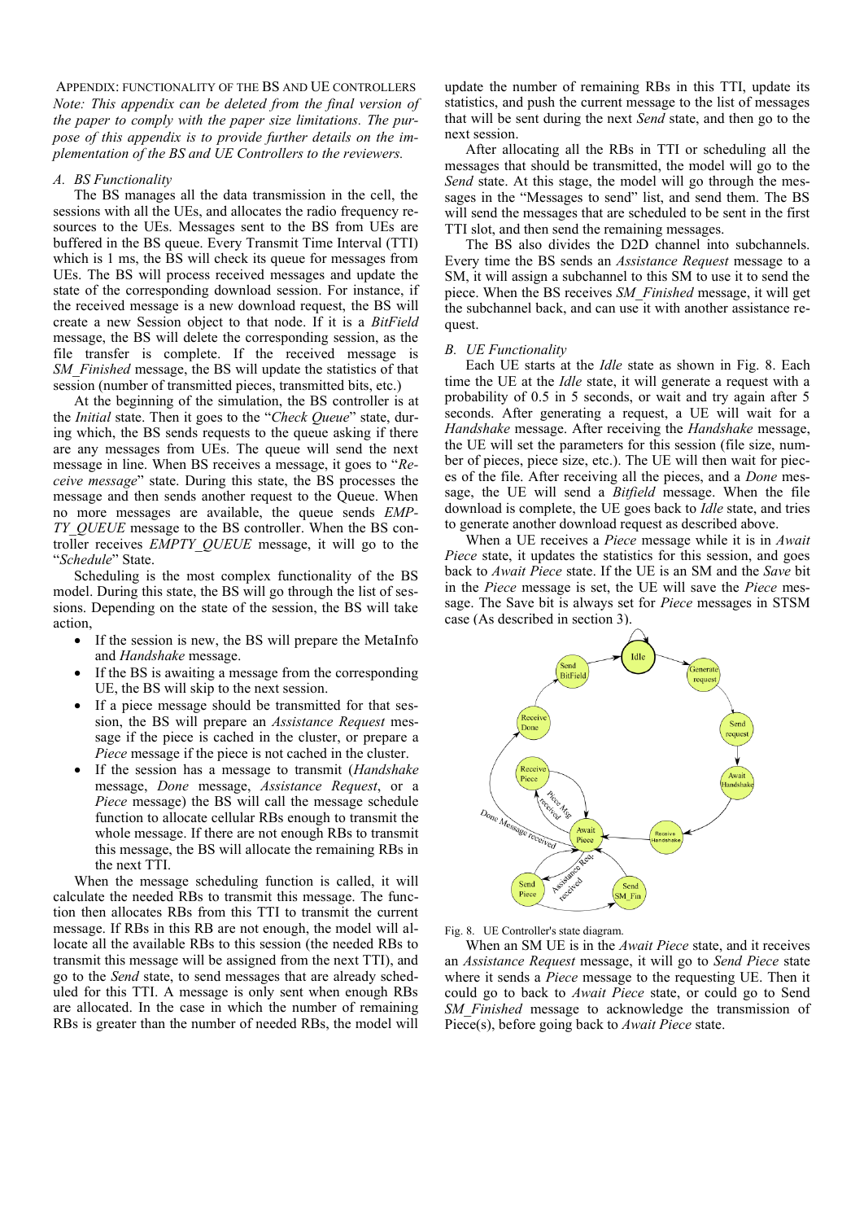## APPENDIX: FUNCTIONALITY OF THE BS AND UE CONTROLLERS

*Note: This appendix can be deleted from the final version of the paper to comply with the paper size limitations. The purpose of this appendix is to provide further details on the implementation of the BS and UE Controllers to the reviewers.*

### A. BS Functionality

The BS manages all the data transmission in the cell, the sessions with all the UEs, and allocates the radio frequency resources to the UEs. Messages sent to the BS from UEs are buffered in the BS queue. Every Transmit Time Interval (TTI) which is 1 ms, the BS will check its queue for messages from UEs. The BS will process received messages and update the state of the corresponding download session. For instance, if the received message is a new download request, the BS will create a new Session object to that node. If it is a *BitField* message, the BS will delete the corresponding session, as the file transfer is complete. If the received message is *SM_Finished* message, the BS will update the statistics of that session (number of transmitted pieces, transmitted bits, etc.)

At the beginning of the simulation, the BS controller is at the *Initial* state. Then it goes to the "*Check Queue*" state, during which, the BS sends requests to the queue asking if there are any messages from UEs. The queue will send the next message in line. When BS receives a message, it goes to "*Receive message*" state. During this state, the BS processes the message and then sends another request to the Queue. When no more messages are available, the queue sends *EMPTY_QUEUE* message to the BS controller. When the BS controller receives *EMPTY_QUEUE* message, it will go to the "*Schedule*" State.

Scheduling is the most complex functionality of the BS model. During this state, the BS will go through the list of sessions. Depending on the state of the session, the BS will take action,

- If the session is new, the BS will prepare the MetaInfo and *Handshake* message.
- If the BS is awaiting a message from the corresponding UE, the BS will skip to the next session.
- If a piece message should be transmitted for that session, the BS will prepare an *Assistance Request* message if the piece is cached in the cluster, or prepare a *Piece* message if the piece is not cached in the cluster.
- If the session has a message to transmit (*Handshake* message, *Done* message, *Assistance Request*, or a *Piece* message) the BS will call the message schedule function to allocate cellular RBs enough to transmit the whole message. If there are not enough RBs to transmit this message, the BS will allocate the remaining RBs in the next TTI.

When the message scheduling function is called, it will calculate the needed RBs to transmit this message. The function then allocates RBs from this TTI to transmit the current message. If RBs in this RB are not enough, the model will allocate all the available RBs to this session (the needed RBs to transmit this message will be assigned from the next TTI), and go to the *Send* state, to send messages that are already scheduled for this TTI. A message is only sent when enough RBs are allocated. In the case in which the number of remaining RBs is greater than the number of needed RBs, the model will update the number of remaining RBs in this TTI, update its statistics, and push the current message to the list of messages that will be sent during the next *Send* state, and then go to the next session.

After allocating all the RBs in TTI or scheduling all the messages that should be transmitted, the model will go to the *Send* state. At this stage, the model will go through the messages in the "Messages to send" list, and send them. The BS will send the messages that are scheduled to be sent in the first TTI slot, and then send the remaining messages.

The BS also divides the D2D channel into subchannels. Every time the BS sends an *Assistance Request* message to a SM, it will assign a subchannel to this SM to use it to send the piece. When the BS receives *SM_Finished* message, it will get the subchannel back, and can use it with another assistance request.

### B. UE Functionality

Each UE starts at the *Idle* state as shown in Fig. 8. Each time the UE at the *Idle* state, it will generate a request with a probability of 0.5 in 5 seconds, or wait and try again after 5 seconds. After generating a request, a UE will wait for a *Handshake* message. After receiving the *Handshake* message, the UE will set the parameters for this session (file size, number of pieces, piece size, etc.). The UE will then wait for pieces of the file. After receiving all the pieces, and a *Done* message, the UE will send a *Bitfield* message. When the file download is complete, the UE goes back to *Idle* state, and tries to generate another download request as described above.

When a UE receives a *Piece* message while it is in *Await Piece* state, it updates the statistics for this session, and goes back to *Await Piece* state. If the UE is an SM and the *Save* bit in the *Piece* message is set, the UE will save the *Piece* message. The Save bit is always set for *Piece* messages in STSM case (As described in section 3).

Idle
Generate request
Send request
Await Handshake
Receive Handshake
Await Piece
Receive Piece
Piece Msg received
Send Piece
Assistance Req. received
Send SM_Fin
Done Message received
Receive Done
Send BitField

Fig. 8. UE Controller's state diagram.

When an SM UE is in the *Await Piece* state, and it receives an *Assistance Request* message, it will go to *Send Piece* state where it sends a *Piece* message to the requesting UE. Then it could go to back to *Await Piece* state, or could go to Send *SM_Finished* message to acknowledge the transmission of Piece(s), before going back to *Await Piece* state.